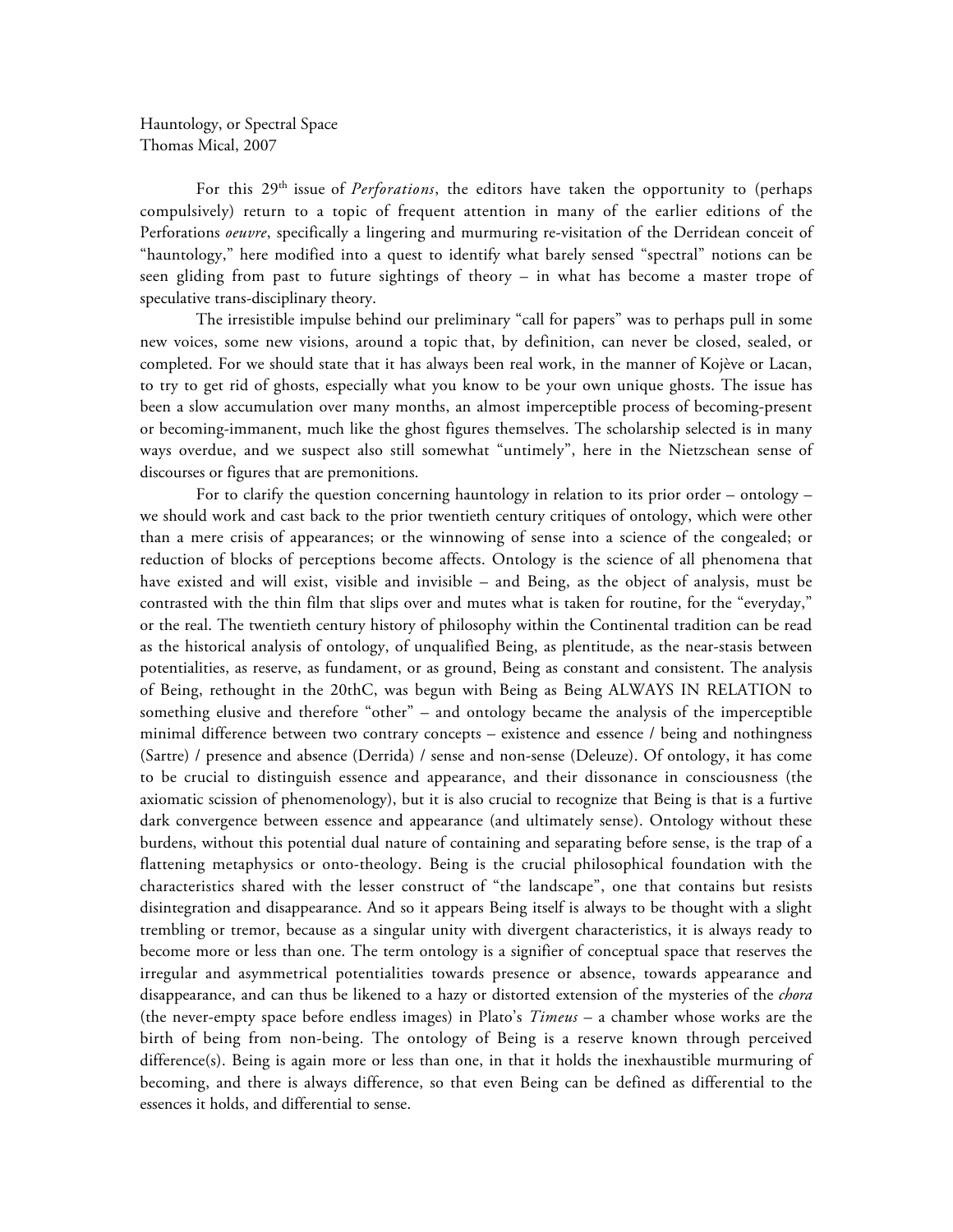Hauntology, or Spectral Space
Thomas Mical, 2007

For this 29th issue of *Perforations*, the editors have taken the opportunity to (perhaps compulsively) return to a topic of frequent attention in many of the earlier editions of the Perforations *oeuvre*, specifically a lingering and murmuring re-visitation of the Derridean conceit of "hauntology," here modified into a quest to identify what barely sensed "spectral" notions can be seen gliding from past to future sightings of theory – in what has become a master trope of speculative trans-disciplinary theory.

The irresistible impulse behind our preliminary "call for papers" was to perhaps pull in some new voices, some new visions, around a topic that, by definition, can never be closed, sealed, or completed. For we should state that it has always been real work, in the manner of Kojève or Lacan, to try to get rid of ghosts, especially what you know to be your own unique ghosts. The issue has been a slow accumulation over many months, an almost imperceptible process of becoming-present or becoming-immanent, much like the ghost figures themselves. The scholarship selected is in many ways overdue, and we suspect also still somewhat "untimely", here in the Nietzschean sense of discourses or figures that are premonitions.

For to clarify the question concerning hauntology in relation to its prior order – ontology – we should work and cast back to the prior twentieth century critiques of ontology, which were other than a mere crisis of appearances; or the winnowing of sense into a science of the congealed; or reduction of blocks of perceptions become affects. Ontology is the science of all phenomena that have existed and will exist, visible and invisible – and Being, as the object of analysis, must be contrasted with the thin film that slips over and mutes what is taken for routine, for the "everyday," or the real. The twentieth century history of philosophy within the Continental tradition can be read as the historical analysis of ontology, of unqualified Being, as plentitude, as the near-stasis between potentialities, as reserve, as fundament, or as ground, Being as constant and consistent. The analysis of Being, rethought in the 20thC, was begun with Being as Being ALWAYS IN RELATION to something elusive and therefore "other" – and ontology became the analysis of the imperceptible minimal difference between two contrary concepts – existence and essence / being and nothingness (Sartre) / presence and absence (Derrida) / sense and non-sense (Deleuze). Of ontology, it has come to be crucial to distinguish essence and appearance, and their dissonance in consciousness (the axiomatic scission of phenomenology), but it is also crucial to recognize that Being is that is a furtive dark convergence between essence and appearance (and ultimately sense). Ontology without these burdens, without this potential dual nature of containing and separating before sense, is the trap of a flattening metaphysics or onto-theology. Being is the crucial philosophical foundation with the characteristics shared with the lesser construct of "the landscape", one that contains but resists disintegration and disappearance. And so it appears Being itself is always to be thought with a slight trembling or tremor, because as a singular unity with divergent characteristics, it is always ready to become more or less than one. The term ontology is a signifier of conceptual space that reserves the irregular and asymmetrical potentialities towards presence or absence, towards appearance and disappearance, and can thus be likened to a hazy or distorted extension of the mysteries of the *chora* (the never-empty space before endless images) in Plato's *Timeus* – a chamber whose works are the birth of being from non-being. The ontology of Being is a reserve known through perceived difference(s). Being is again more or less than one, in that it holds the inexhaustible murmuring of becoming, and there is always difference, so that even Being can be defined as differential to the essences it holds, and differential to sense.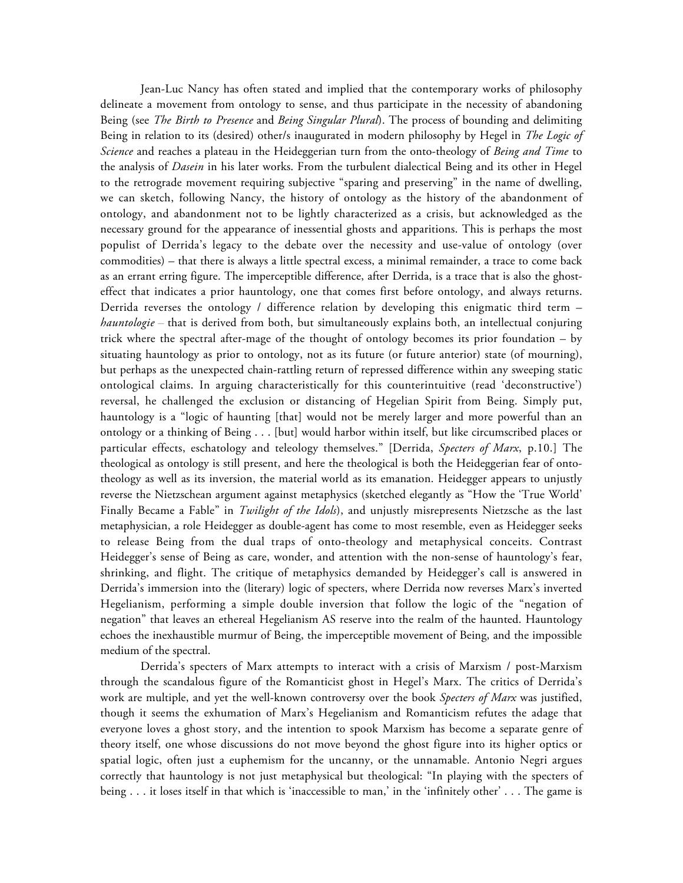Jean-Luc Nancy has often stated and implied that the contemporary works of philosophy delineate a movement from ontology to sense, and thus participate in the necessity of abandoning Being (see *The Birth to Presence* and *Being Singular Plural*). The process of bounding and delimiting Being in relation to its (desired) other/s inaugurated in modern philosophy by Hegel in *The Logic of Science* and reaches a plateau in the Heideggerian turn from the onto-theology of *Being and Time* to the analysis of *Dasein* in his later works. From the turbulent dialectical Being and its other in Hegel to the retrograde movement requiring subjective "sparing and preserving" in the name of dwelling, we can sketch, following Nancy, the history of ontology as the history of the abandonment of ontology, and abandonment not to be lightly characterized as a crisis, but acknowledged as the necessary ground for the appearance of inessential ghosts and apparitions. This is perhaps the most populist of Derrida's legacy to the debate over the necessity and use-value of ontology (over commodities) – that there is always a little spectral excess, a minimal remainder, a trace to come back as an errant erring figure. The imperceptible difference, after Derrida, is a trace that is also the ghost-effect that indicates a prior hauntology, one that comes first before ontology, and always returns. Derrida reverses the ontology / difference relation by developing this enigmatic third term – *hauntologie* – that is derived from both, but simultaneously explains both, an intellectual conjuring trick where the spectral after-mage of the thought of ontology becomes its prior foundation – by situating hauntology as prior to ontology, not as its future (or future anterior) state (of mourning), but perhaps as the unexpected chain-rattling return of repressed difference within any sweeping static ontological claims. In arguing characteristically for this counterintuitive (read 'deconstructive') reversal, he challenged the exclusion or distancing of Hegelian Spirit from Being. Simply put, hauntology is a "logic of haunting [that] would not be merely larger and more powerful than an ontology or a thinking of Being . . . [but] would harbor within itself, but like circumscribed places or particular effects, eschatology and teleology themselves." [Derrida, *Specters of Marx*, p.10.] The theological as ontology is still present, and here the theological is both the Heideggerian fear of onto-theology as well as its inversion, the material world as its emanation. Heidegger appears to unjustly reverse the Nietzschean argument against metaphysics (sketched elegantly as "How the 'True World' Finally Became a Fable" in *Twilight of the Idols*), and unjustly misrepresents Nietzsche as the last metaphysician, a role Heidegger as double-agent has come to most resemble, even as Heidegger seeks to release Being from the dual traps of onto-theology and metaphysical conceits. Contrast Heidegger's sense of Being as care, wonder, and attention with the non-sense of hauntology's fear, shrinking, and flight. The critique of metaphysics demanded by Heidegger's call is answered in Derrida's immersion into the (literary) logic of specters, where Derrida now reverses Marx's inverted Hegelianism, performing a simple double inversion that follow the logic of the "negation of negation" that leaves an ethereal Hegelianism AS reserve into the realm of the haunted. Hauntology echoes the inexhaustible murmur of Being, the imperceptible movement of Being, and the impossible medium of the spectral.

Derrida's specters of Marx attempts to interact with a crisis of Marxism / post-Marxism through the scandalous figure of the Romanticist ghost in Hegel's Marx. The critics of Derrida's work are multiple, and yet the well-known controversy over the book *Specters of Marx* was justified, though it seems the exhumation of Marx's Hegelianism and Romanticism refutes the adage that everyone loves a ghost story, and the intention to spook Marxism has become a separate genre of theory itself, one whose discussions do not move beyond the ghost figure into its higher optics or spatial logic, often just a euphemism for the uncanny, or the unnamable. Antonio Negri argues correctly that hauntology is not just metaphysical but theological: "In playing with the specters of being . . . it loses itself in that which is 'inaccessible to man,' in the 'infinitely other' . . . The game is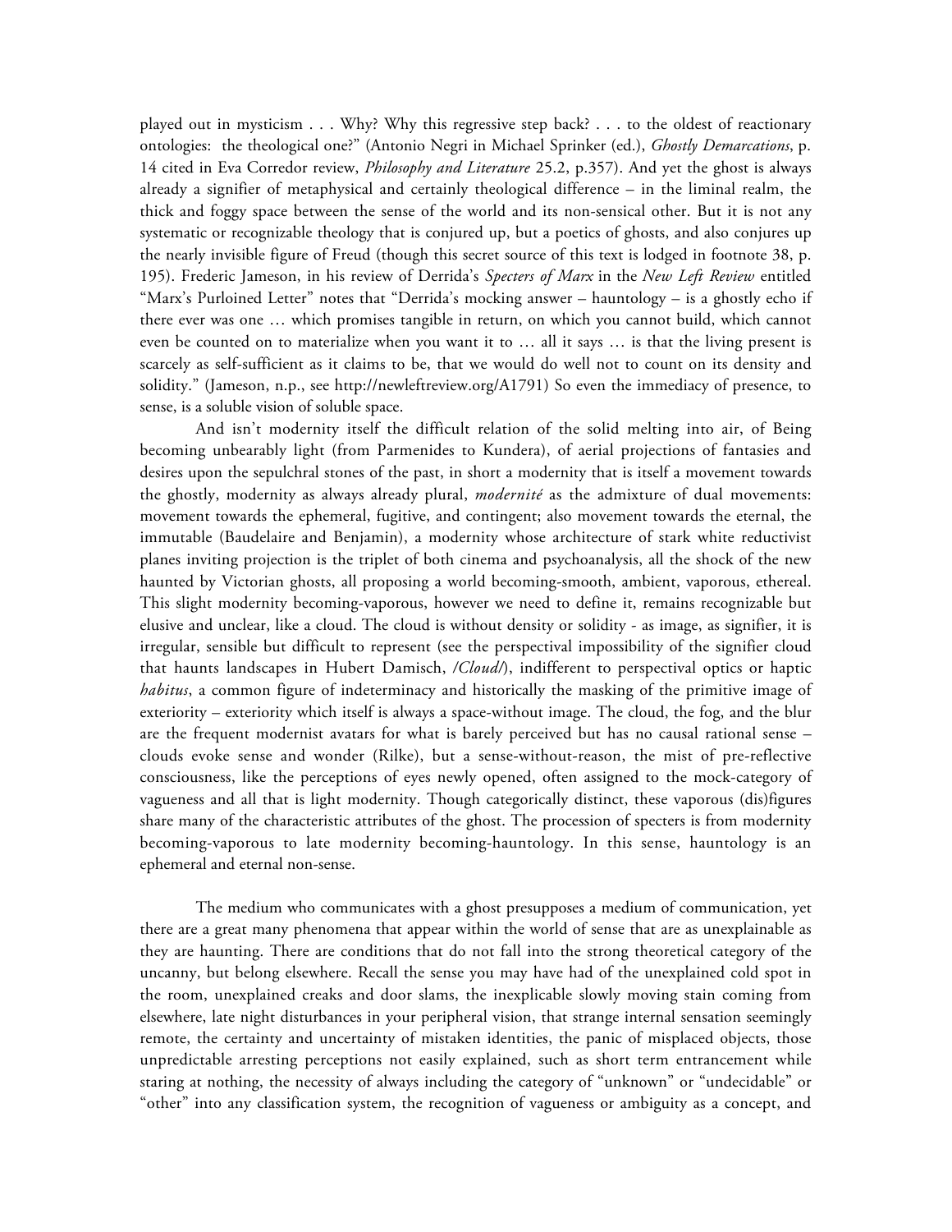played out in mysticism . . . Why? Why this regressive step back? . . . to the oldest of reactionary ontologies: the theological one?" (Antonio Negri in Michael Sprinker (ed.), *Ghostly Demarcations*, p. 14 cited in Eva Corredor review, *Philosophy and Literature* 25.2, p.357). And yet the ghost is always already a signifier of metaphysical and certainly theological difference – in the liminal realm, the thick and foggy space between the sense of the world and its non-sensical other. But it is not any systematic or recognizable theology that is conjured up, but a poetics of ghosts, and also conjures up the nearly invisible figure of Freud (though this secret source of this text is lodged in footnote 38, p. 195). Frederic Jameson, in his review of Derrida's *Specters of Marx* in the *New Left Review* entitled "Marx's Purloined Letter" notes that "Derrida's mocking answer – hauntology – is a ghostly echo if there ever was one … which promises tangible in return, on which you cannot build, which cannot even be counted on to materialize when you want it to … all it says … is that the living present is scarcely as self-sufficient as it claims to be, that we would do well not to count on its density and solidity." (Jameson, n.p., see http://newleftreview.org/A1791) So even the immediacy of presence, to sense, is a soluble vision of soluble space.

And isn't modernity itself the difficult relation of the solid melting into air, of Being becoming unbearably light (from Parmenides to Kundera), of aerial projections of fantasies and desires upon the sepulchral stones of the past, in short a modernity that is itself a movement towards the ghostly, modernity as always already plural, *modernité* as the admixture of dual movements: movement towards the ephemeral, fugitive, and contingent; also movement towards the eternal, the immutable (Baudelaire and Benjamin), a modernity whose architecture of stark white reductivist planes inviting projection is the triplet of both cinema and psychoanalysis, all the shock of the new haunted by Victorian ghosts, all proposing a world becoming-smooth, ambient, vaporous, ethereal. This slight modernity becoming-vaporous, however we need to define it, remains recognizable but elusive and unclear, like a cloud. The cloud is without density or solidity - as image, as signifier, it is irregular, sensible but difficult to represent (see the perspectival impossibility of the signifier cloud that haunts landscapes in Hubert Damisch, */Cloud/*), indifferent to perspectival optics or haptic *habitus*, a common figure of indeterminacy and historically the masking of the primitive image of exteriority – exteriority which itself is always a space-without image. The cloud, the fog, and the blur are the frequent modernist avatars for what is barely perceived but has no causal rational sense – clouds evoke sense and wonder (Rilke), but a sense-without-reason, the mist of pre-reflective consciousness, like the perceptions of eyes newly opened, often assigned to the mock-category of vagueness and all that is light modernity. Though categorically distinct, these vaporous (dis)figures share many of the characteristic attributes of the ghost. The procession of specters is from modernity becoming-vaporous to late modernity becoming-hauntology. In this sense, hauntology is an ephemeral and eternal non-sense.

The medium who communicates with a ghost presupposes a medium of communication, yet there are a great many phenomena that appear within the world of sense that are as unexplainable as they are haunting. There are conditions that do not fall into the strong theoretical category of the uncanny, but belong elsewhere. Recall the sense you may have had of the unexplained cold spot in the room, unexplained creaks and door slams, the inexplicable slowly moving stain coming from elsewhere, late night disturbances in your peripheral vision, that strange internal sensation seemingly remote, the certainty and uncertainty of mistaken identities, the panic of misplaced objects, those unpredictable arresting perceptions not easily explained, such as short term entrancement while staring at nothing, the necessity of always including the category of "unknown" or "undecidable" or "other" into any classification system, the recognition of vagueness or ambiguity as a concept, and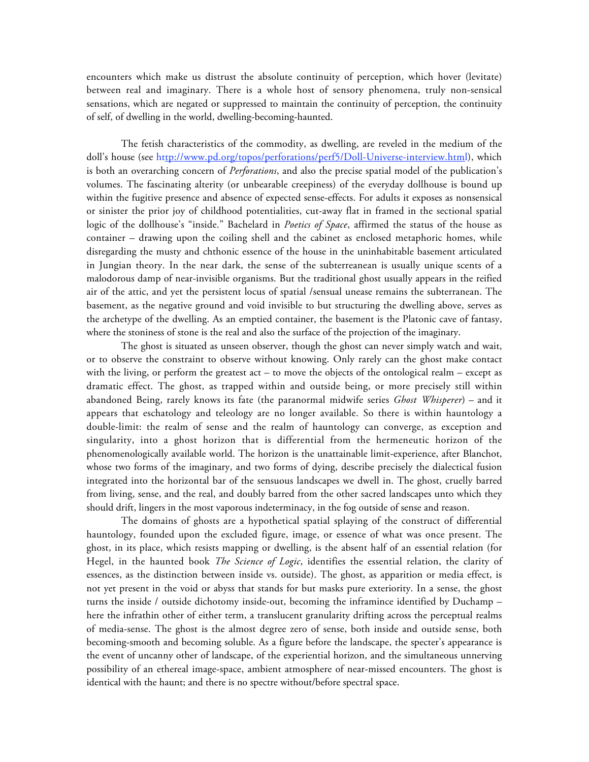encounters which make us distrust the absolute continuity of perception, which hover (levitate) between real and imaginary. There is a whole host of sensory phenomena, truly non-sensical sensations, which are negated or suppressed to maintain the continuity of perception, the continuity of self, of dwelling in the world, dwelling-becoming-haunted.

The fetish characteristics of the commodity, as dwelling, are reveled in the medium of the doll's house (see [http://www.pd.org/topos/perforations/perf5/Doll-Universe-interview.html](http://www.pd.org/topos/perforations/perf5/Doll-Universe-interview.html)), which is both an overarching concern of *Perforations*, and also the precise spatial model of the publication's volumes. The fascinating alterity (or unbearable creepiness) of the everyday dollhouse is bound up within the fugitive presence and absence of expected sense-effects. For adults it exposes as nonsensical or sinister the prior joy of childhood potentialities, cut-away flat in framed in the sectional spatial logic of the dollhouse's "inside." Bachelard in *Poetics of Space*, affirmed the status of the house as container – drawing upon the coiling shell and the cabinet as enclosed metaphoric homes, while disregarding the musty and chthonic essence of the house in the uninhabitable basement articulated in Jungian theory. In the near dark, the sense of the subterreanean is usually unique scents of a malodorous damp of near-invisible organisms. But the traditional ghost usually appears in the reified air of the attic, and yet the persistent locus of spatial /sensual unease remains the subterranean. The basement, as the negative ground and void invisible to but structuring the dwelling above, serves as the archetype of the dwelling. As an emptied container, the basement is the Platonic cave of fantasy, where the stoniness of stone is the real and also the surface of the projection of the imaginary.

The ghost is situated as unseen observer, though the ghost can never simply watch and wait, or to observe the constraint to observe without knowing. Only rarely can the ghost make contact with the living, or perform the greatest act – to move the objects of the ontological realm – except as dramatic effect. The ghost, as trapped within and outside being, or more precisely still within abandoned Being, rarely knows its fate (the paranormal midwife series *Ghost Whisperer*) – and it appears that eschatology and teleology are no longer available. So there is within hauntology a double-limit: the realm of sense and the realm of hauntology can converge, as exception and singularity, into a ghost horizon that is differential from the hermeneutic horizon of the phenomenologically available world. The horizon is the unattainable limit-experience, after Blanchot, whose two forms of the imaginary, and two forms of dying, describe precisely the dialectical fusion integrated into the horizontal bar of the sensuous landscapes we dwell in. The ghost, cruelly barred from living, sense, and the real, and doubly barred from the other sacred landscapes unto which they should drift, lingers in the most vaporous indeterminacy, in the fog outside of sense and reason.

The domains of ghosts are a hypothetical spatial splaying of the construct of differential hauntology, founded upon the excluded figure, image, or essence of what was once present. The ghost, in its place, which resists mapping or dwelling, is the absent half of an essential relation (for Hegel, in the haunted book *The Science of Logic*, identifies the essential relation, the clarity of essences, as the distinction between inside vs. outside). The ghost, as apparition or media effect, is not yet present in the void or abyss that stands for but masks pure exteriority. In a sense, the ghost turns the inside / outside dichotomy inside-out, becoming the inframince identified by Duchamp – here the infrathin other of either term, a translucent granularity drifting across the perceptual realms of media-sense. The ghost is the almost degree zero of sense, both inside and outside sense, both becoming-smooth and becoming soluble. As a figure before the landscape, the specter's appearance is the event of uncanny other of landscape, of the experiential horizon, and the simultaneous unnerving possibility of an ethereal image-space, ambient atmosphere of near-missed encounters. The ghost is identical with the haunt; and there is no spectre without/before spectral space.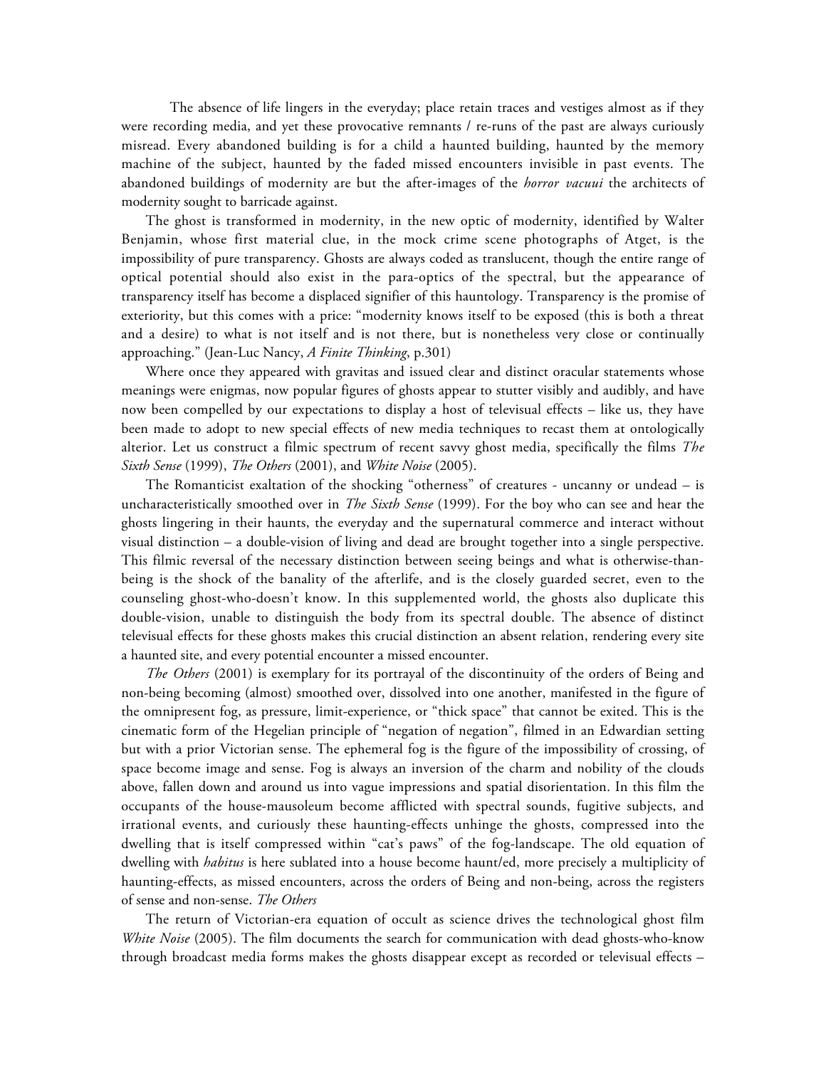The absence of life lingers in the everyday; place retain traces and vestiges almost as if they were recording media, and yet these provocative remnants / re-runs of the past are always curiously misread. Every abandoned building is for a child a haunted building, haunted by the memory machine of the subject, haunted by the faded missed encounters invisible in past events. The abandoned buildings of modernity are but the after-images of the *horror vacuui* the architects of modernity sought to barricade against.

The ghost is transformed in modernity, in the new optic of modernity, identified by Walter Benjamin, whose first material clue, in the mock crime scene photographs of Atget, is the impossibility of pure transparency. Ghosts are always coded as translucent, though the entire range of optical potential should also exist in the para-optics of the spectral, but the appearance of transparency itself has become a displaced signifier of this hauntology. Transparency is the promise of exteriority, but this comes with a price: "modernity knows itself to be exposed (this is both a threat and a desire) to what is not itself and is not there, but is nonetheless very close or continually approaching." (Jean-Luc Nancy, *A Finite Thinking*, p.301)

Where once they appeared with gravitas and issued clear and distinct oracular statements whose meanings were enigmas, now popular figures of ghosts appear to stutter visibly and audibly, and have now been compelled by our expectations to display a host of televisual effects – like us, they have been made to adopt to new special effects of new media techniques to recast them at ontologically alterior. Let us construct a filmic spectrum of recent savvy ghost media, specifically the films *The Sixth Sense* (1999), *The Others* (2001), and *White Noise* (2005).

The Romanticist exaltation of the shocking "otherness" of creatures - uncanny or undead – is uncharacteristically smoothed over in *The Sixth Sense* (1999). For the boy who can see and hear the ghosts lingering in their haunts, the everyday and the supernatural commerce and interact without visual distinction – a double-vision of living and dead are brought together into a single perspective. This filmic reversal of the necessary distinction between seeing beings and what is otherwise-than-being is the shock of the banality of the afterlife, and is the closely guarded secret, even to the counseling ghost-who-doesn't know. In this supplemented world, the ghosts also duplicate this double-vision, unable to distinguish the body from its spectral double. The absence of distinct televisual effects for these ghosts makes this crucial distinction an absent relation, rendering every site a haunted site, and every potential encounter a missed encounter.

*The Others* (2001) is exemplary for its portrayal of the discontinuity of the orders of Being and non-being becoming (almost) smoothed over, dissolved into one another, manifested in the figure of the omnipresent fog, as pressure, limit-experience, or "thick space" that cannot be exited. This is the cinematic form of the Hegelian principle of "negation of negation", filmed in an Edwardian setting but with a prior Victorian sense. The ephemeral fog is the figure of the impossibility of crossing, of space become image and sense. Fog is always an inversion of the charm and nobility of the clouds above, fallen down and around us into vague impressions and spatial disorientation. In this film the occupants of the house-mausoleum become afflicted with spectral sounds, fugitive subjects, and irrational events, and curiously these haunting-effects unhinge the ghosts, compressed into the dwelling that is itself compressed within "cat's paws" of the fog-landscape. The old equation of dwelling with *habitus* is here sublated into a house become haunt/ed, more precisely a multiplicity of haunting-effects, as missed encounters, across the orders of Being and non-being, across the registers of sense and non-sense. *The Others*

The return of Victorian-era equation of occult as science drives the technological ghost film *White Noise* (2005). The film documents the search for communication with dead ghosts-who-know through broadcast media forms makes the ghosts disappear except as recorded or televisual effects –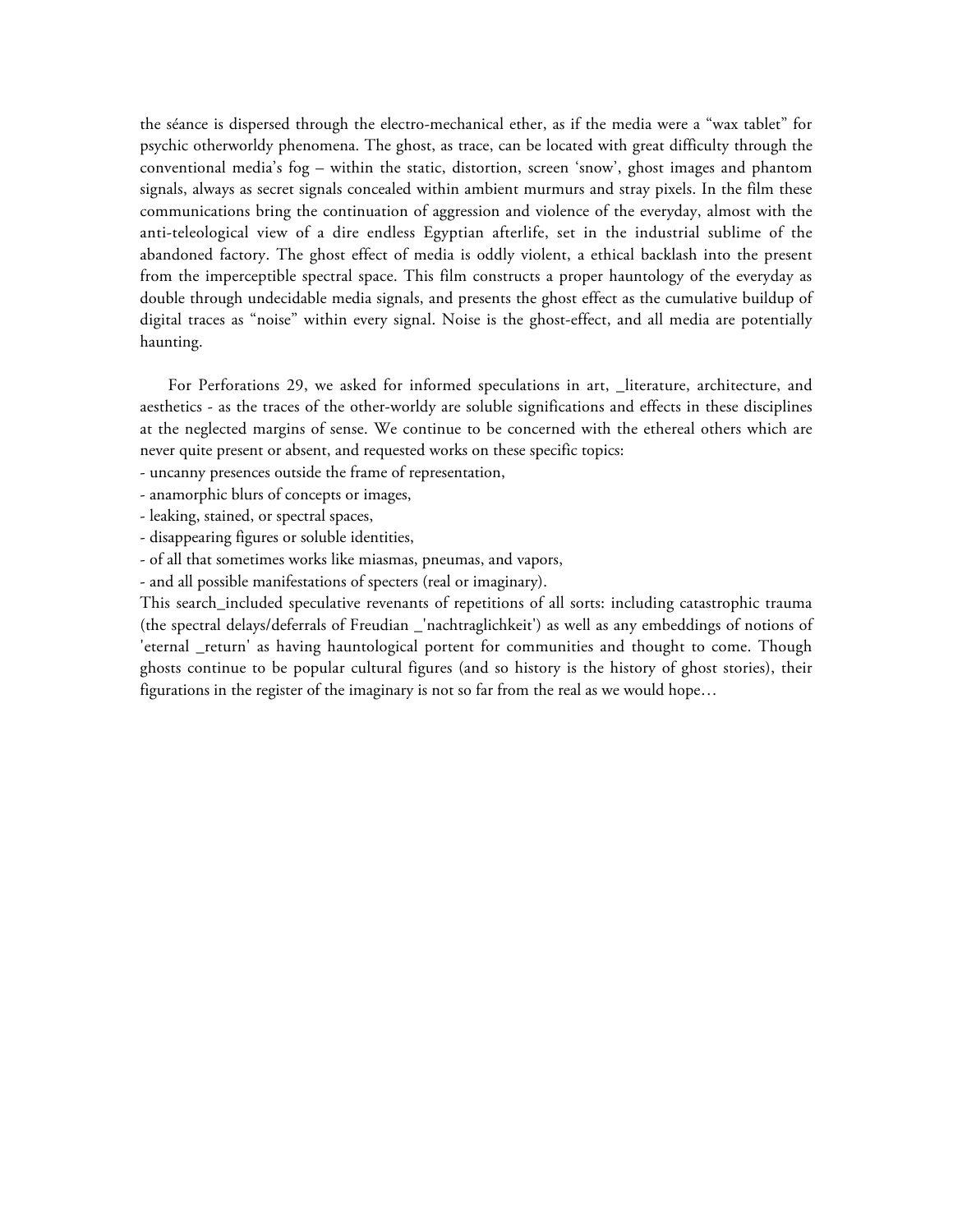the séance is dispersed through the electro-mechanical ether, as if the media were a "wax tablet" for psychic otherworldy phenomena. The ghost, as trace, can be located with great difficulty through the conventional media's fog – within the static, distortion, screen 'snow', ghost images and phantom signals, always as secret signals concealed within ambient murmurs and stray pixels. In the film these communications bring the continuation of aggression and violence of the everyday, almost with the anti-teleological view of a dire endless Egyptian afterlife, set in the industrial sublime of the abandoned factory. The ghost effect of media is oddly violent, a ethical backlash into the present from the imperceptible spectral space. This film constructs a proper hauntology of the everyday as double through undecidable media signals, and presents the ghost effect as the cumulative buildup of digital traces as "noise" within every signal. Noise is the ghost-effect, and all media are potentially haunting.

For Perforations 29, we asked for informed speculations in art, _literature, architecture, and aesthetics - as the traces of the other-worldy are soluble significations and effects in these disciplines at the neglected margins of sense. We continue to be concerned with the ethereal others which are never quite present or absent, and requested works on these specific topics:

- uncanny presences outside the frame of representation,
- anamorphic blurs of concepts or images,
- leaking, stained, or spectral spaces,
- disappearing figures or soluble identities,
- of all that sometimes works like miasmas, pneumas, and vapors,
- and all possible manifestations of specters (real or imaginary).

This search_included speculative revenants of repetitions of all sorts: including catastrophic trauma (the spectral delays/deferrals of Freudian _'nachtraglichkeit') as well as any embeddings of notions of 'eternal _return' as having hauntological portent for communities and thought to come. Though ghosts continue to be popular cultural figures (and so history is the history of ghost stories), their figurations in the register of the imaginary is not so far from the real as we would hope…